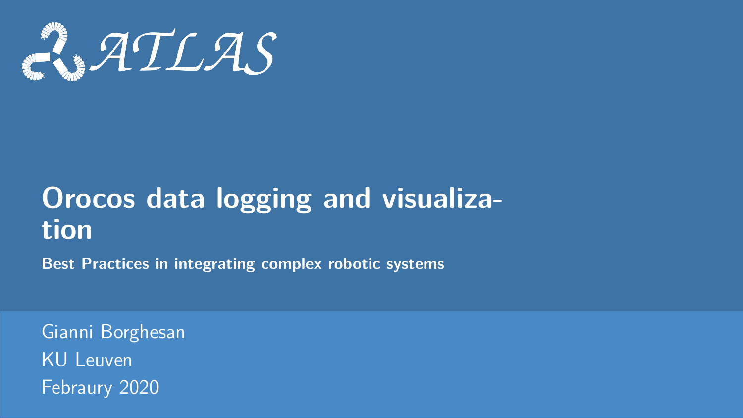ATLAS

# Orocos data logging and visualization

**Best Practices in integrating complex robotic systems**

Gianni Borghesan
KU Leuven
Febraury 2020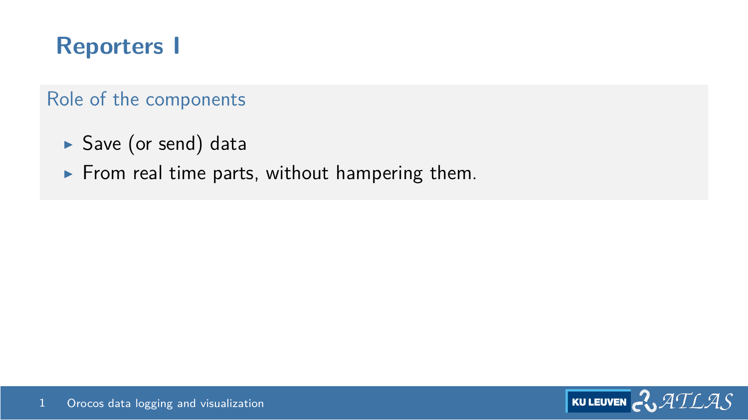# Reporters I

## Role of the components

- Save (or send) data
- From real time parts, without hampering them.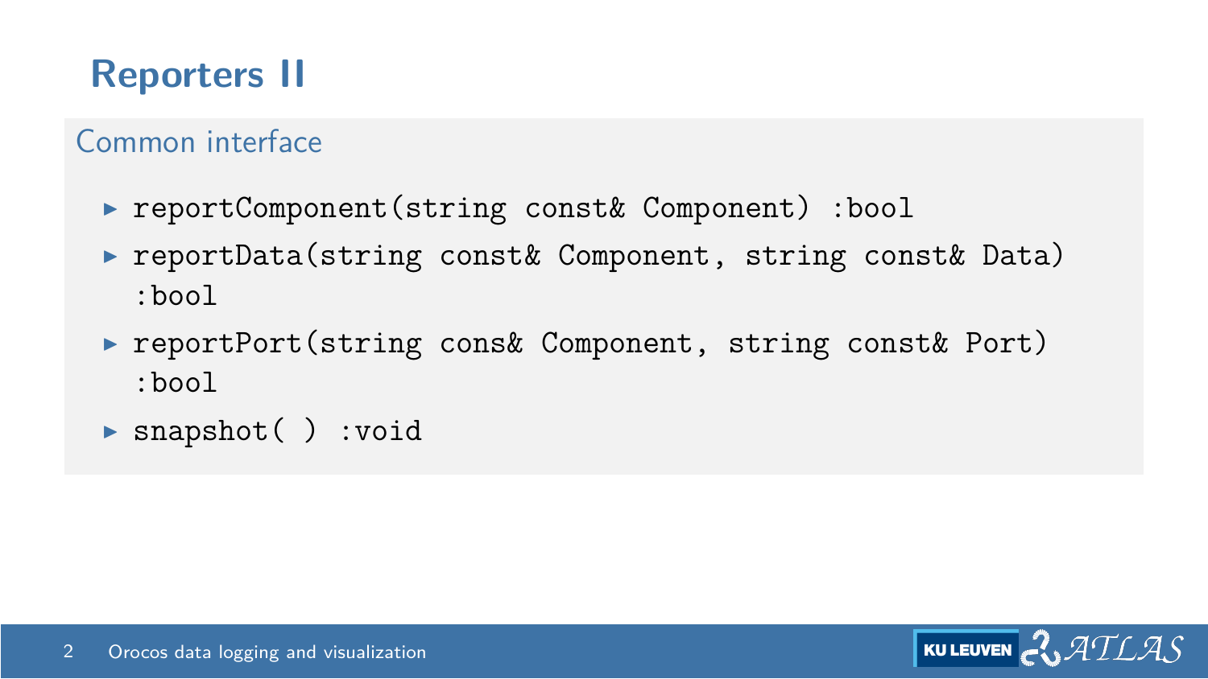# Reporters II

## Common interface

- `reportComponent(string const& Component) :bool`
- `reportData(string const& Component, string const& Data) :bool`
- `reportPort(string cons& Component, string const& Port) :bool`
- `snapshot( ) :void`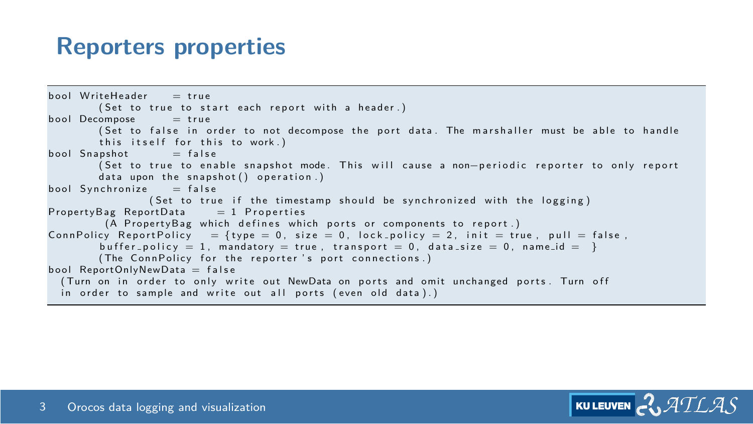## Reporters properties

```
bool WriteHeader    = true
        (Set to true to start each report with a header.)
bool Decompose      = true
        (Set to false in order to not decompose the port data. The marshaller must be able to handle
        this itself for this to work.)
bool Snapshot       = false
        (Set to true to enable snapshot mode. This will cause a non-periodic reporter to only report
        data upon the snapshot() operation.)
bool Synchronize    = false
                (Set to true if the timestamp should be synchronized with the logging)
PropertyBag ReportData     = 1 Properties
         (A PropertyBag which defines which ports or components to report.)
ConnPolicy ReportPolicy   = {type = 0, size = 0, lock_policy = 2, init = true, pull = false,
        buffer_policy = 1, mandatory = true, transport = 0, data_size = 0, name_id =  }
        (The ConnPolicy for the reporter's port connections.)
bool ReportOnlyNewData = false
  (Turn on in order to only write out NewData on ports and omit unchanged ports. Turn off
  in order to sample and write out all ports (even old data).)
```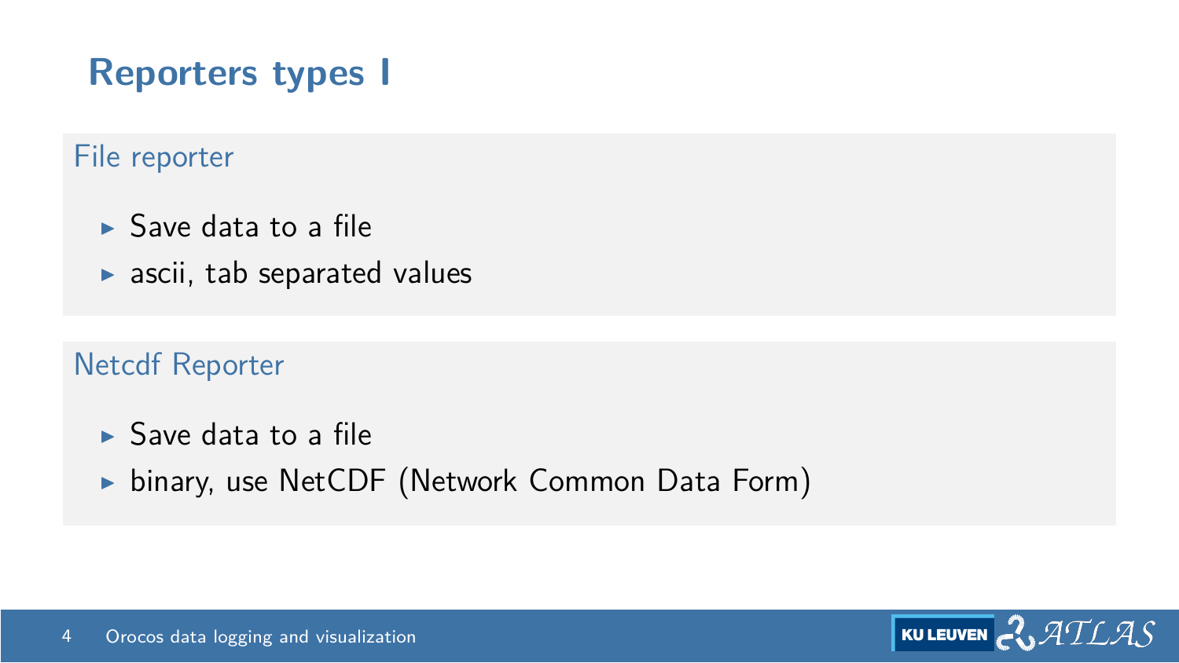# Reporters types I

### File reporter

- Save data to a file
- ascii, tab separated values

### Netcdf Reporter

- Save data to a file
- binary, use NetCDF (Network Common Data Form)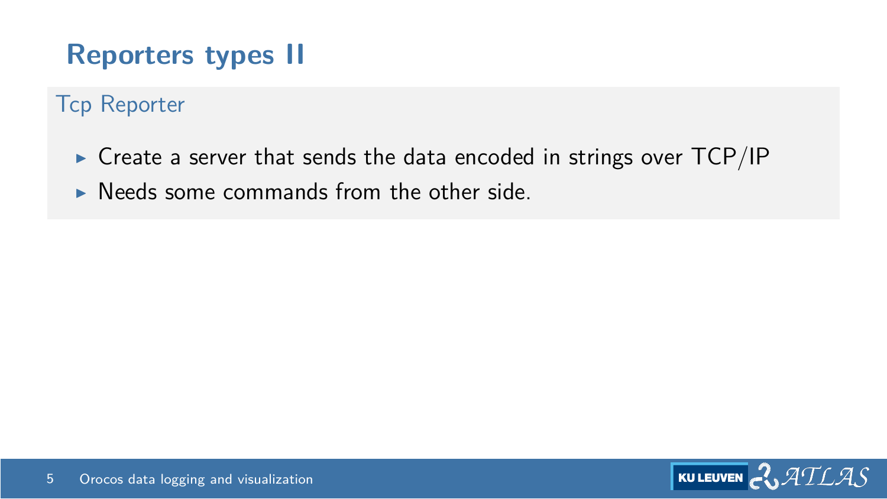# Reporters types II

## Tcp Reporter

- Create a server that sends the data encoded in strings over TCP/IP
- Needs some commands from the other side.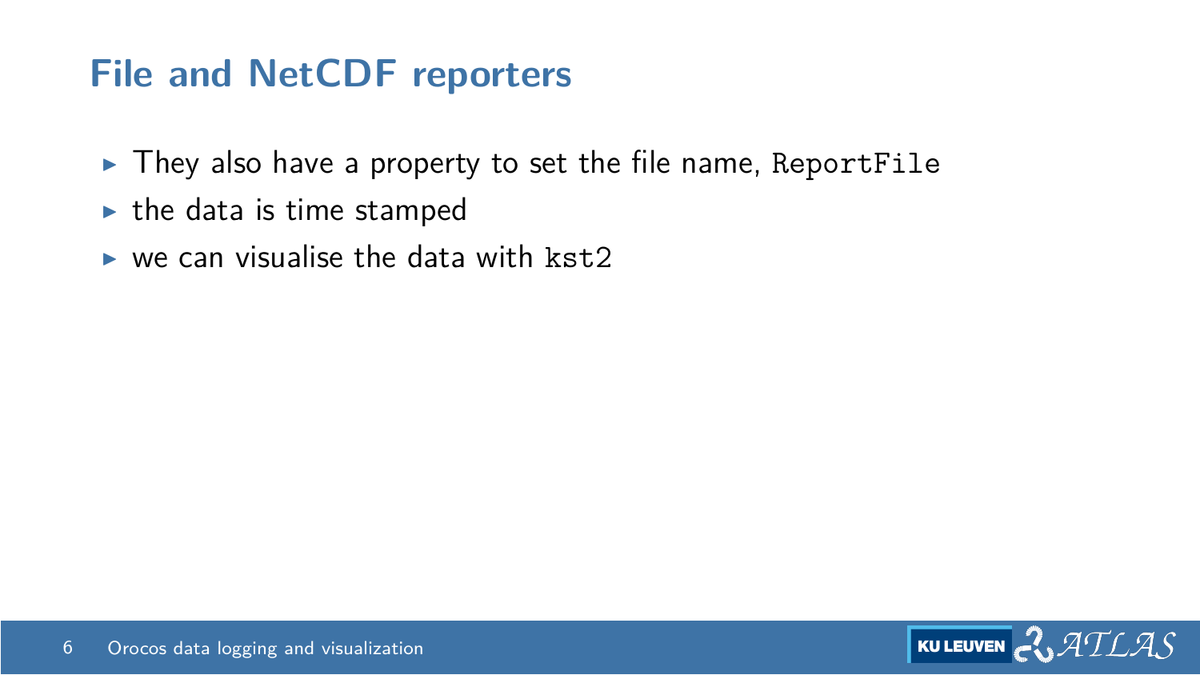## File and NetCDF reporters

- They also have a property to set the file name, `ReportFile`
- the data is time stamped
- we can visualise the data with `kst2`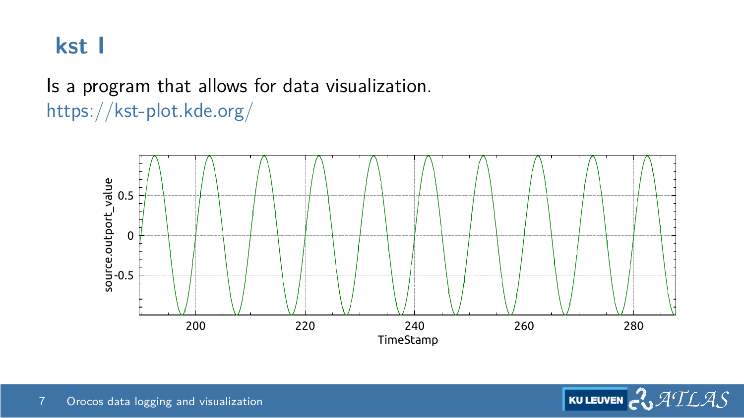# kst I

Is a program that allows for data visualization.
https://kst-plot.kde.org/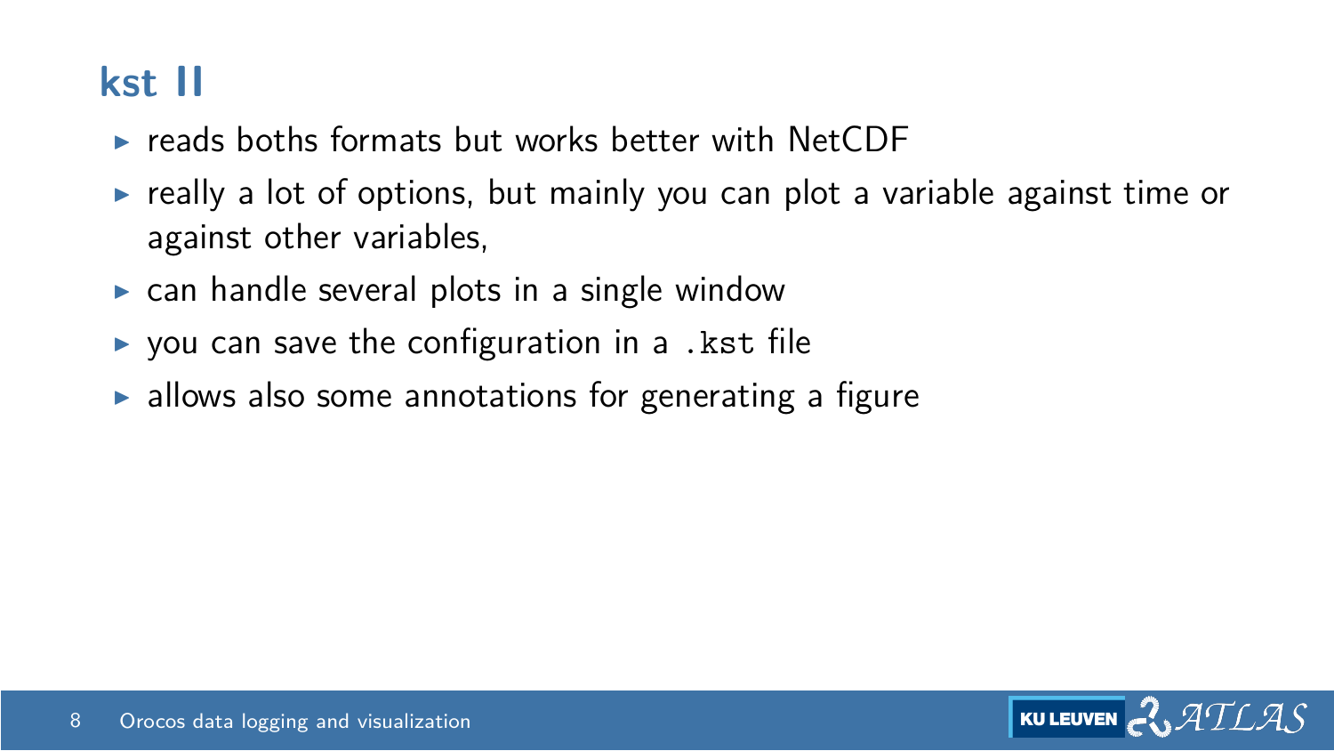## kst II

- reads boths formats but works better with NetCDF
- really a lot of options, but mainly you can plot a variable against time or against other variables,
- can handle several plots in a single window
- you can save the configuration in a `.kst` file
- allows also some annotations for generating a figure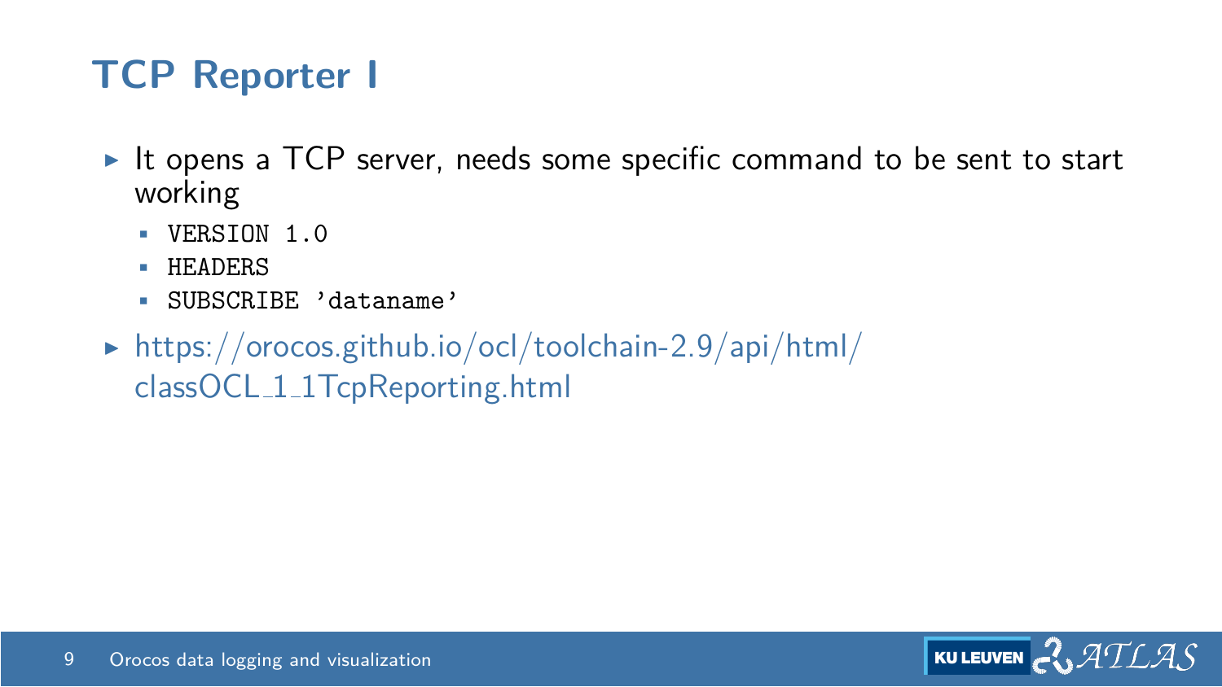# TCP Reporter I

- It opens a TCP server, needs some specific command to be sent to start working
  - `VERSION 1.0`
  - `HEADERS`
  - `SUBSCRIBE 'dataname'`
- https://orocos.github.io/ocl/toolchain-2.9/api/html/classOCL_1_1TcpReporting.html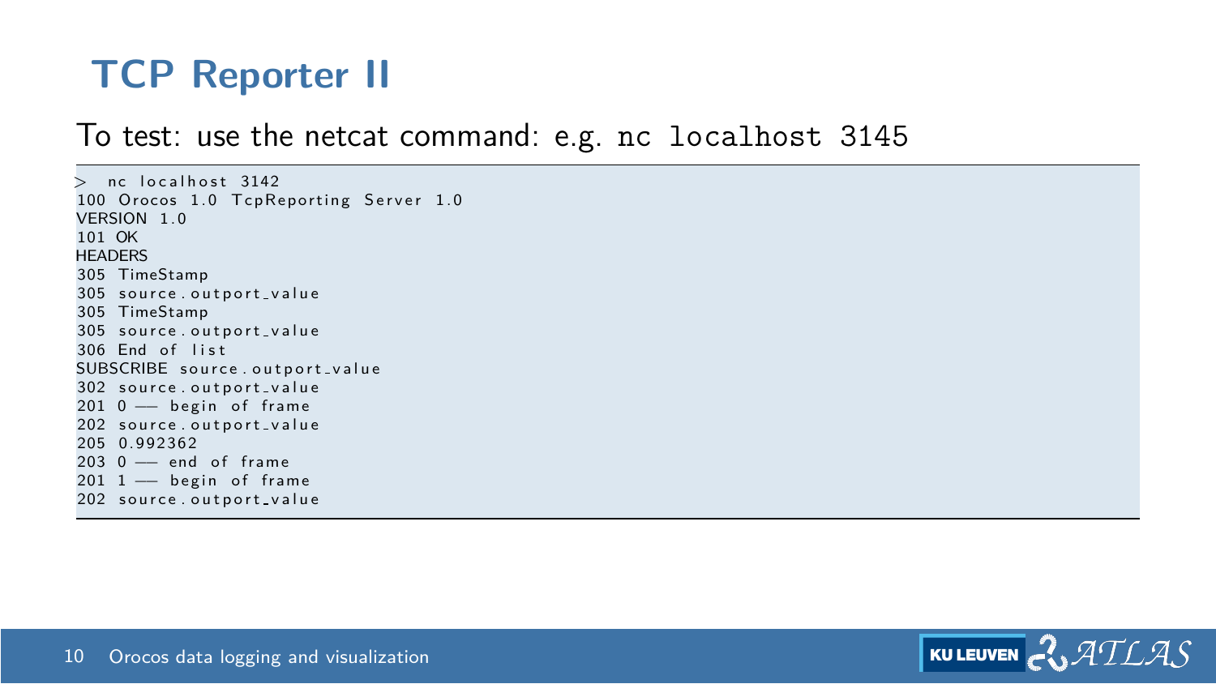# TCP Reporter II

To test: use the netcat command: e.g. `nc localhost 3145`

```
> nc localhost 3142
100 Orocos 1.0 TcpReporting Server 1.0
VERSION 1.0
101 OK
HEADERS
305 TimeStamp
305 source.outport_value
305 TimeStamp
305 source.outport_value
306 End of list
SUBSCRIBE source.outport_value
302 source.outport_value
201 0 -- begin of frame
202 source.outport_value
205 0.992362
203 0 -- end of frame
201 1 -- begin of frame
202 source.outport_value
```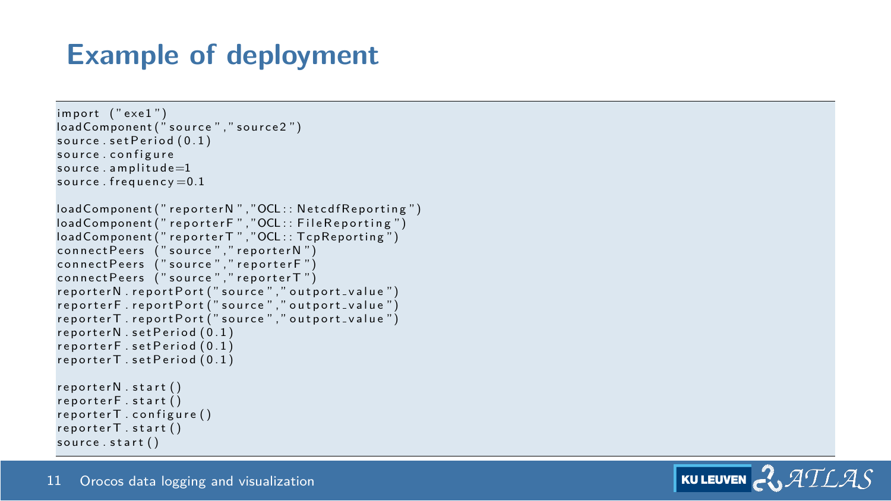# Example of deployment

```
import ("exe1")
loadComponent("source","source2")
source.setPeriod(0.1)
source.configure
source.amplitude=1
source.frequency=0.1

loadComponent("reporterN","OCL::NetcdfReporting")
loadComponent("reporterF","OCL::FileReporting")
loadComponent("reporterT","OCL::TcpReporting")
connectPeers ("source","reporterN")
connectPeers ("source","reporterF")
connectPeers ("source","reporterT")
reporterN.reportPort("source","outport_value")
reporterF.reportPort("source","outport_value")
reporterT.reportPort("source","outport_value")
reporterN.setPeriod(0.1)
reporterF.setPeriod(0.1)
reporterT.setPeriod(0.1)

reporterN.start()
reporterF.start()
reporterT.configure()
reporterT.start()
source.start()
```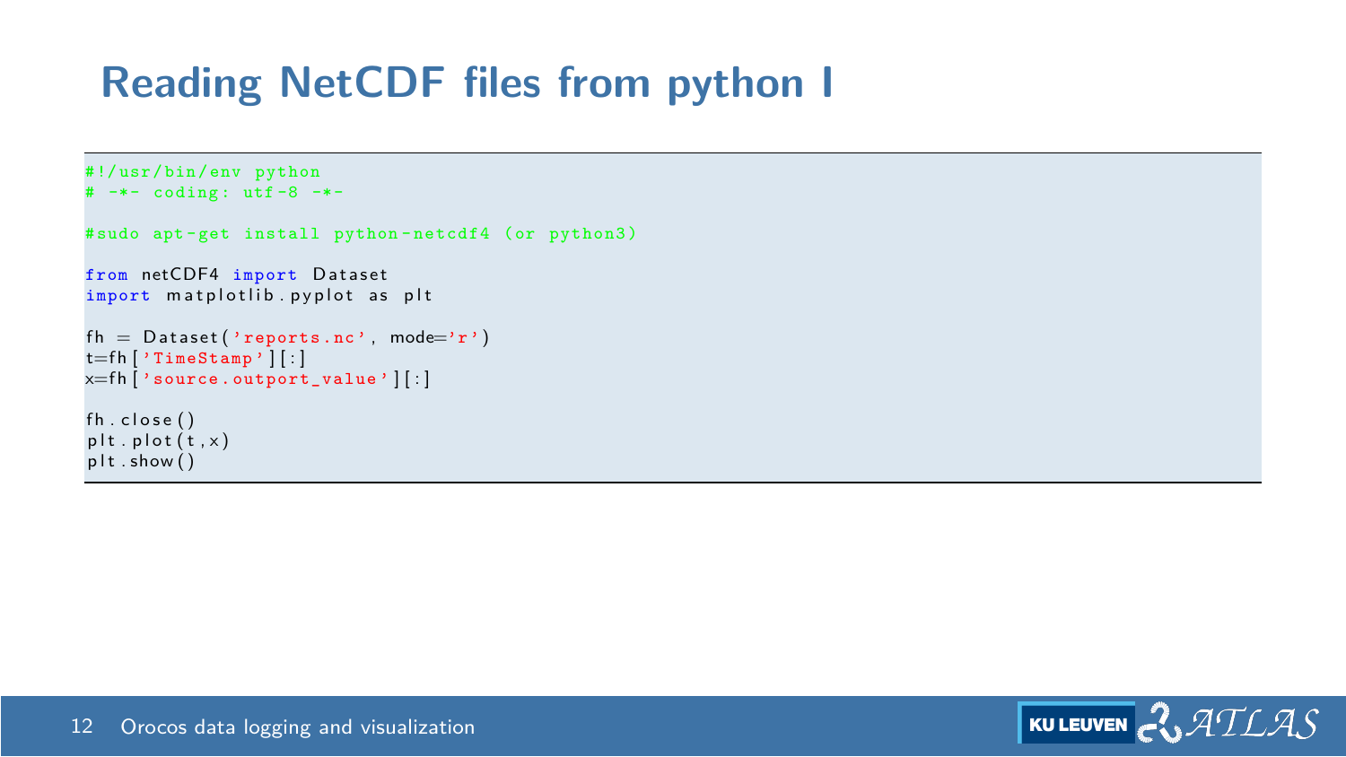# Reading NetCDF files from python I

```
#!/usr/bin/env python
# -*- coding: utf-8 -*-

#sudo apt-get install python-netcdf4 (or python3)

from netCDF4 import Dataset
import matplotlib.pyplot as plt

fh = Dataset('reports.nc', mode='r')
t=fh['TimeStamp'][:]
x=fh['source.outport_value'][:]

fh.close()
plt.plot(t,x)
plt.show()
```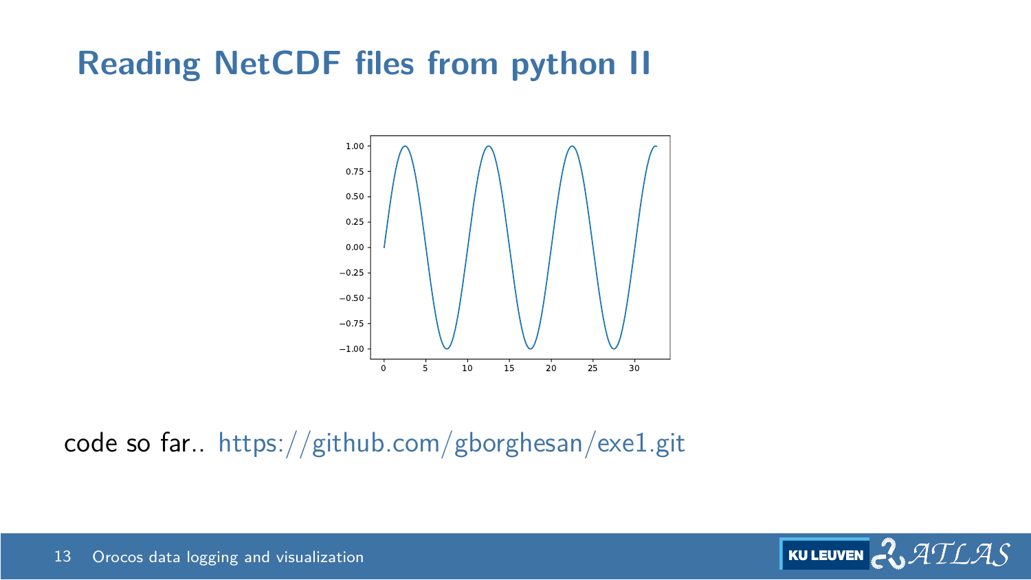# Reading NetCDF files from python II

1.00
0.75
0.50
0.25
0.00
−0.25
−0.50
−0.75
−1.00

0
5
10
15
20
25
30

code so far.. https://github.com/gborghesan/exe1.git